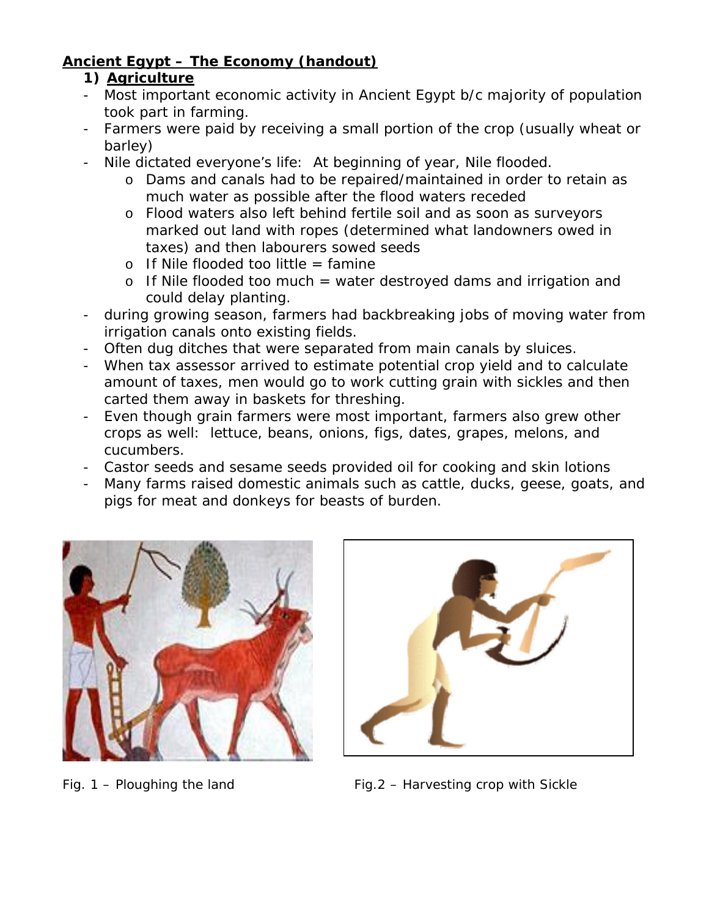# Ancient Egypt – The Economy (handout)

## 1) Agriculture

- Most important economic activity in Ancient Egypt b/c majority of population took part in farming.
- Farmers were paid by receiving a small portion of the crop (usually wheat or barley)
- Nile dictated everyone's life: At beginning of year, Nile flooded.
  - Dams and canals had to be repaired/maintained in order to retain as much water as possible after the flood waters receded
  - Flood waters also left behind fertile soil and as soon as surveyors marked out land with ropes (determined what landowners owed in taxes) and then labourers sowed seeds
  - If Nile flooded too little = famine
  - If Nile flooded too much = water destroyed dams and irrigation and could delay planting.
- during growing season, farmers had backbreaking jobs of moving water from irrigation canals onto existing fields.
- Often dug ditches that were separated from main canals by sluices.
- When tax assessor arrived to estimate potential crop yield and to calculate amount of taxes, men would go to work cutting grain with sickles and then carted them away in baskets for threshing.
- Even though grain farmers were most important, farmers also grew other crops as well: lettuce, beans, onions, figs, dates, grapes, melons, and cucumbers.
- Castor seeds and sesame seeds provided oil for cooking and skin lotions
- Many farms raised domestic animals such as cattle, ducks, geese, goats, and pigs for meat and donkeys for beasts of burden.

Fig. 1 – Ploughing the land

Fig.2 – Harvesting crop with Sickle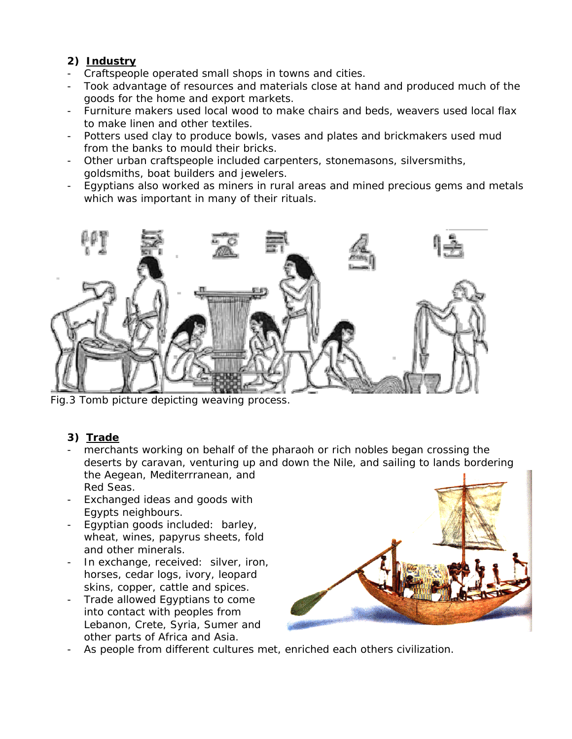## 2) Industry

- Craftspeople operated small shops in towns and cities.
- Took advantage of resources and materials close at hand and produced much of the goods for the home and export markets.
- Furniture makers used local wood to make chairs and beds, weavers used local flax to make linen and other textiles.
- Potters used clay to produce bowls, vases and plates and brickmakers used mud from the banks to mould their bricks.
- Other urban craftspeople included carpenters, stonemasons, silversmiths, goldsmiths, boat builders and jewelers.
- Egyptians also worked as miners in rural areas and mined precious gems and metals which was important in many of their rituals.

Fig.3 Tomb picture depicting weaving process.

## 3) Trade

- merchants working on behalf of the pharaoh or rich nobles began crossing the deserts by caravan, venturing up and down the Nile, and sailing to lands bordering the Aegean, Mediterrranean, and Red Seas.
- Exchanged ideas and goods with Egypts neighbours.
- Egyptian goods included: barley, wheat, wines, papyrus sheets, fold and other minerals.
- In exchange, received: silver, iron, horses, cedar logs, ivory, leopard skins, copper, cattle and spices.
- Trade allowed Egyptians to come into contact with peoples from Lebanon, Crete, Syria, Sumer and other parts of Africa and Asia.
- As people from different cultures met, enriched each others civilization.